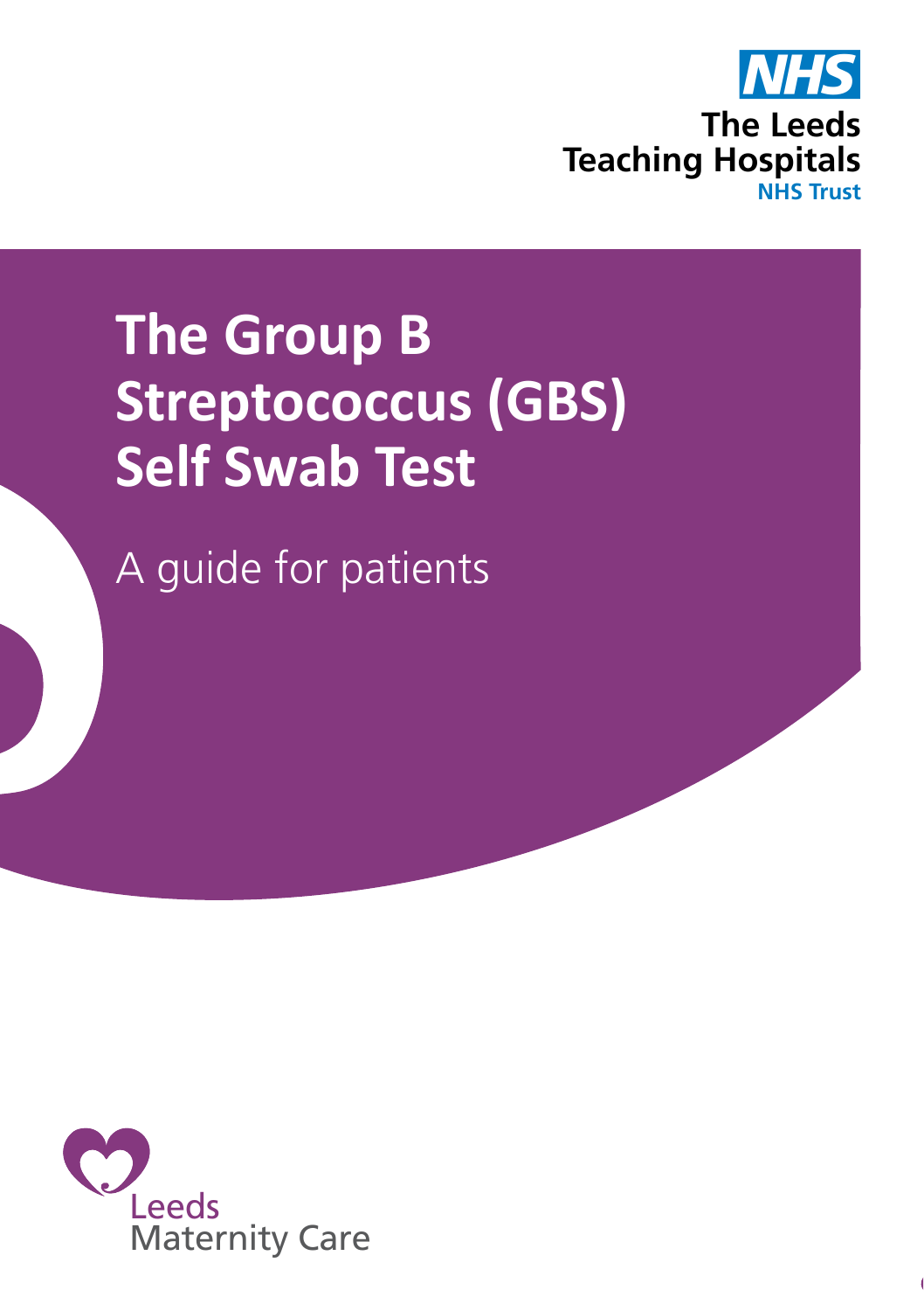NHS
The Leeds Teaching Hospitals
NHS Trust

# The Group B Streptococcus (GBS) Self Swab Test

A guide for patients

Leeds Maternity Care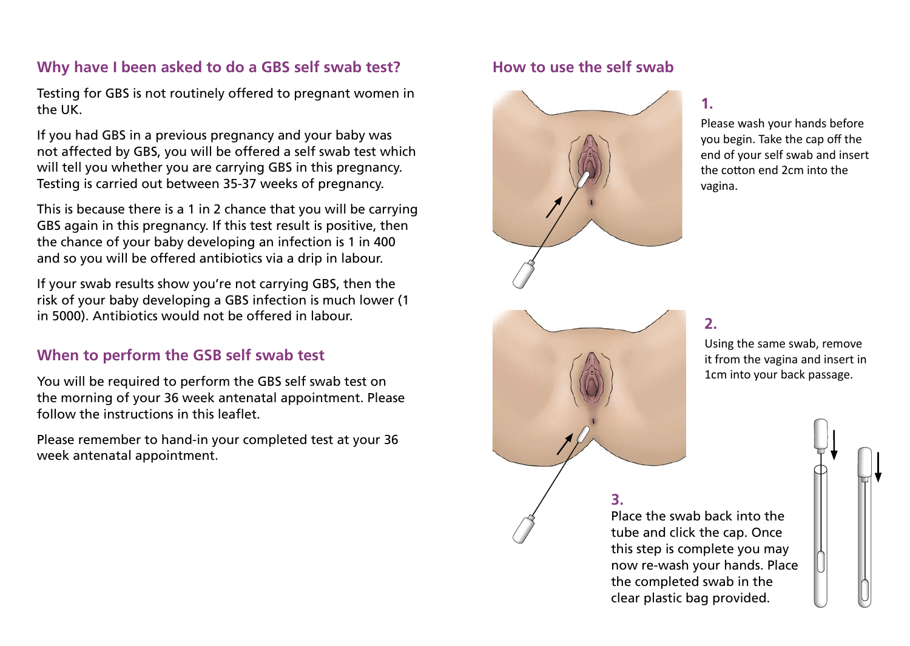## Why have I been asked to do a GBS self swab test?

Testing for GBS is not routinely offered to pregnant women in the UK.

If you had GBS in a previous pregnancy and your baby was not affected by GBS, you will be offered a self swab test which will tell you whether you are carrying GBS in this pregnancy. Testing is carried out between 35-37 weeks of pregnancy.

This is because there is a 1 in 2 chance that you will be carrying GBS again in this pregnancy. If this test result is positive, then the chance of your baby developing an infection is 1 in 400 and so you will be offered antibiotics via a drip in labour.

If your swab results show you're not carrying GBS, then the risk of your baby developing a GBS infection is much lower (1 in 5000). Antibiotics would not be offered in labour.

## When to perform the GSB self swab test

You will be required to perform the GBS self swab test on the morning of your 36 week antenatal appointment. Please follow the instructions in this leaflet.

Please remember to hand-in your completed test at your 36 week antenatal appointment.

## How to use the self swab

**1.**

Please wash your hands before you begin. Take the cap off the end of your self swab and insert the cotton end 2cm into the vagina.

**2.**

Using the same swab, remove it from the vagina and insert in 1cm into your back passage.

**3.**

Place the swab back into the tube and click the cap. Once this step is complete you may now re-wash your hands. Place the completed swab in the clear plastic bag provided.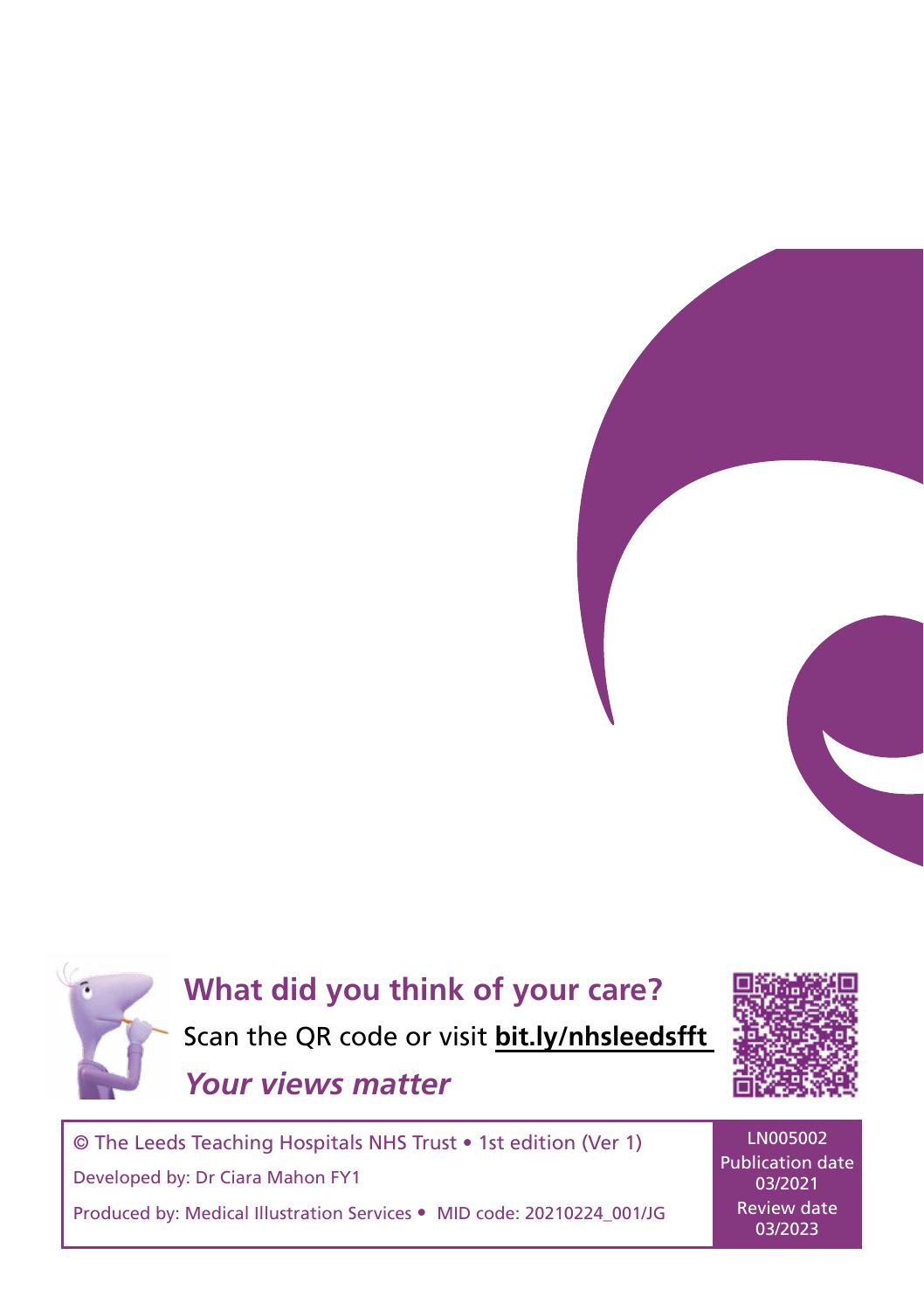**What did you think of your care?**

Scan the QR code or visit **bit.ly/nhsleedsfft**

***Your views matter***

© The Leeds Teaching Hospitals NHS Trust • 1st edition (Ver 1)

Developed by: Dr Ciara Mahon FY1

Produced by: Medical Illustration Services • MID code: 20210224_001/JG

LN005002
Publication date
03/2021
Review date
03/2023